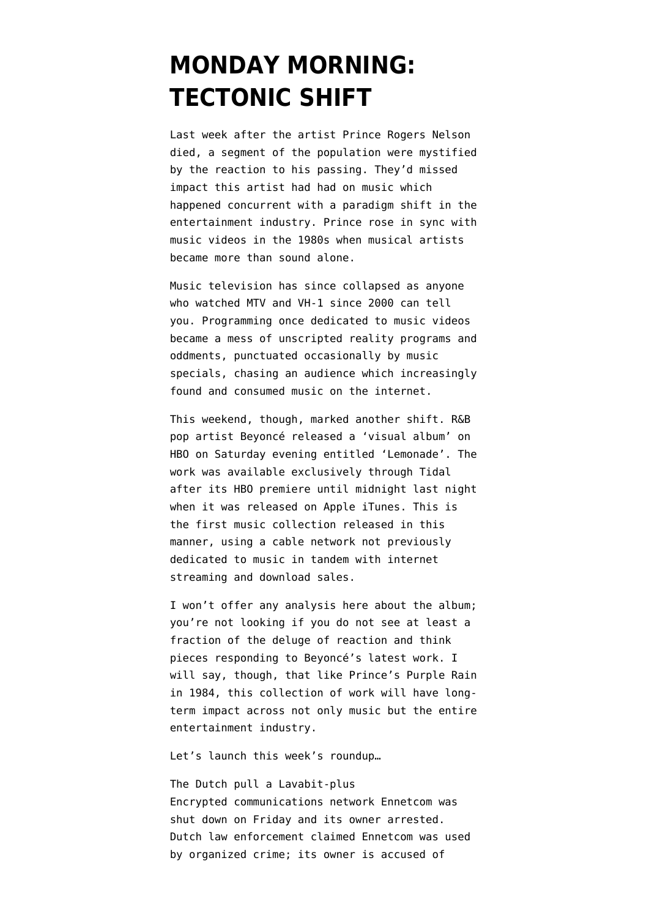# MONDAY MORNING: TECTONIC SHIFT

Last week after the artist Prince Rogers Nelson died, a segment of the population were mystified by the reaction to his passing. They'd missed impact this artist had had on music which happened concurrent with a paradigm shift in the entertainment industry. Prince rose in sync with music videos in the 1980s when musical artists became more than sound alone.

Music television has since collapsed as anyone who watched MTV and VH-1 since 2000 can tell you. Programming once dedicated to music videos became a mess of unscripted reality programs and oddments, punctuated occasionally by music specials, chasing an audience which increasingly found and consumed music on the internet.

This weekend, though, marked another shift. R&B pop artist Beyoncé released a 'visual album' on HBO on Saturday evening entitled 'Lemonade'. The work was available exclusively through Tidal after its HBO premiere until midnight last night when it was released on Apple iTunes. This is the first music collection released in this manner, using a cable network not previously dedicated to music in tandem with internet streaming and download sales.

I won't offer any analysis here about the album; you're not looking if you do not see at least a fraction of the deluge of reaction and think pieces responding to Beyoncé's latest work. I will say, though, that like Prince's Purple Rain in 1984, this collection of work will have long-term impact across not only music but the entire entertainment industry.

Let's launch this week's roundup…

The Dutch pull a Lavabit-plus
Encrypted communications network Ennetcom was shut down on Friday and its owner arrested. Dutch law enforcement claimed Ennetcom was used by organized crime; its owner is accused of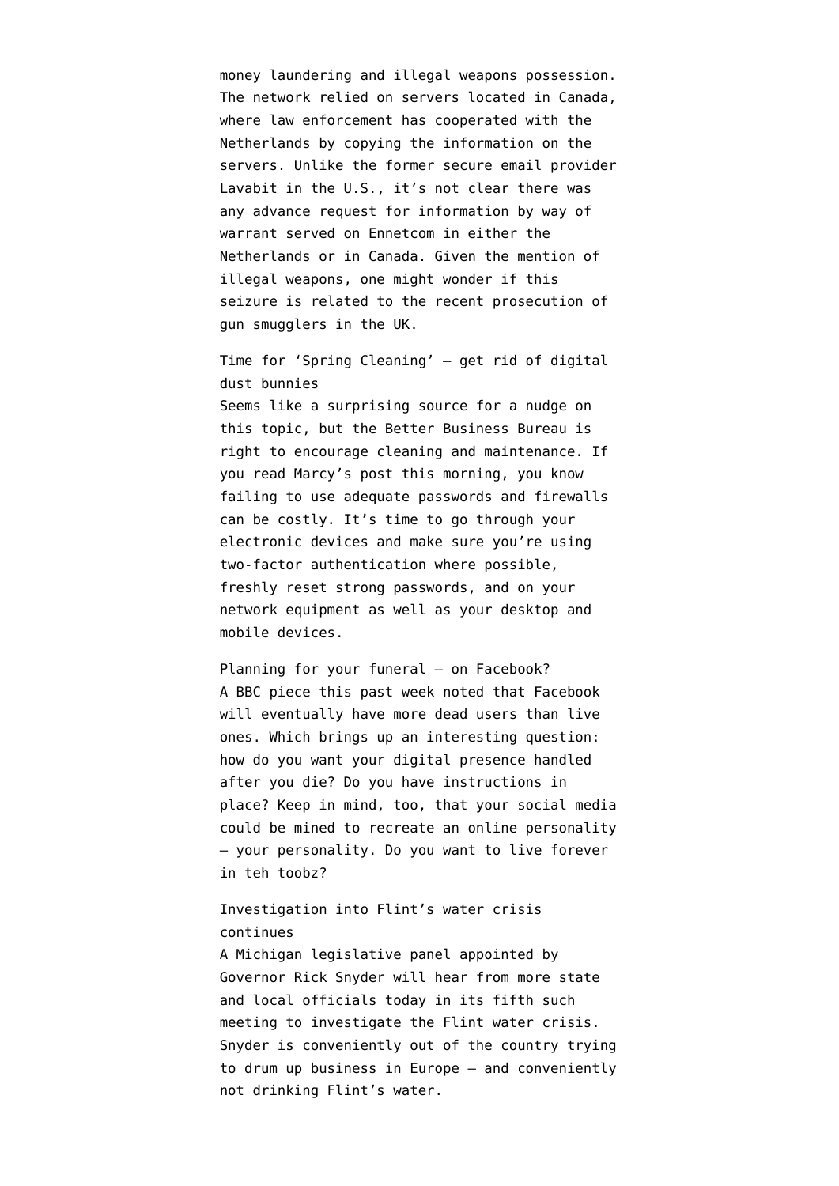money laundering and illegal weapons possession. The network relied on servers located in Canada, where law enforcement has cooperated with the Netherlands by copying the information on the servers. Unlike the former secure email provider Lavabit in the U.S., it's not clear there was any advance request for information by way of warrant served on Ennetcom in either the Netherlands or in Canada. Given the mention of illegal weapons, one might wonder if this seizure is related to the recent prosecution of gun smugglers in the UK.

Time for 'Spring Cleaning' – get rid of digital dust bunnies
Seems like a surprising source for a nudge on this topic, but the Better Business Bureau is right to encourage cleaning and maintenance. If you read Marcy's post this morning, you know failing to use adequate passwords and firewalls can be costly. It's time to go through your electronic devices and make sure you're using two-factor authentication where possible, freshly reset strong passwords, and on your network equipment as well as your desktop and mobile devices.

Planning for your funeral – on Facebook?
A BBC piece this past week noted that Facebook will eventually have more dead users than live ones. Which brings up an interesting question: how do you want your digital presence handled after you die? Do you have instructions in place? Keep in mind, too, that your social media could be mined to recreate an online personality – your personality. Do you want to live forever in teh toobz?

Investigation into Flint's water crisis continues
A Michigan legislative panel appointed by Governor Rick Snyder will hear from more state and local officials today in its fifth such meeting to investigate the Flint water crisis. Snyder is conveniently out of the country trying to drum up business in Europe – and conveniently not drinking Flint's water.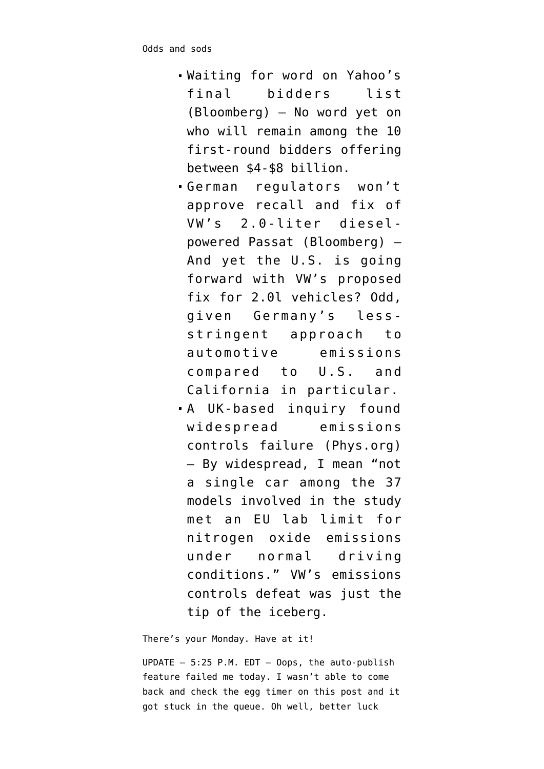Odds and sods

- Waiting for word on Yahoo’s final bidders list (Bloomberg) — No word yet on who will remain among the 10 first-round bidders offering between $4-$8 billion.
- German regulators won’t approve recall and fix of VW’s 2.0-liter diesel-powered Passat (Bloomberg) — And yet the U.S. is going forward with VW’s proposed fix for 2.0l vehicles? Odd, given Germany’s less-stringent approach to automotive emissions compared to U.S. and California in particular.
- A UK-based inquiry found widespread emissions controls failure (Phys.org) — By widespread, I mean “not a single car among the 37 models involved in the study met an EU lab limit for nitrogen oxide emissions under normal driving conditions.” VW’s emissions controls defeat was just the tip of the iceberg.

There’s your Monday. Have at it!

UPDATE — 5:25 P.M. EDT — Oops, the auto-publish feature failed me today. I wasn’t able to come back and check the egg timer on this post and it got stuck in the queue. Oh well, better luck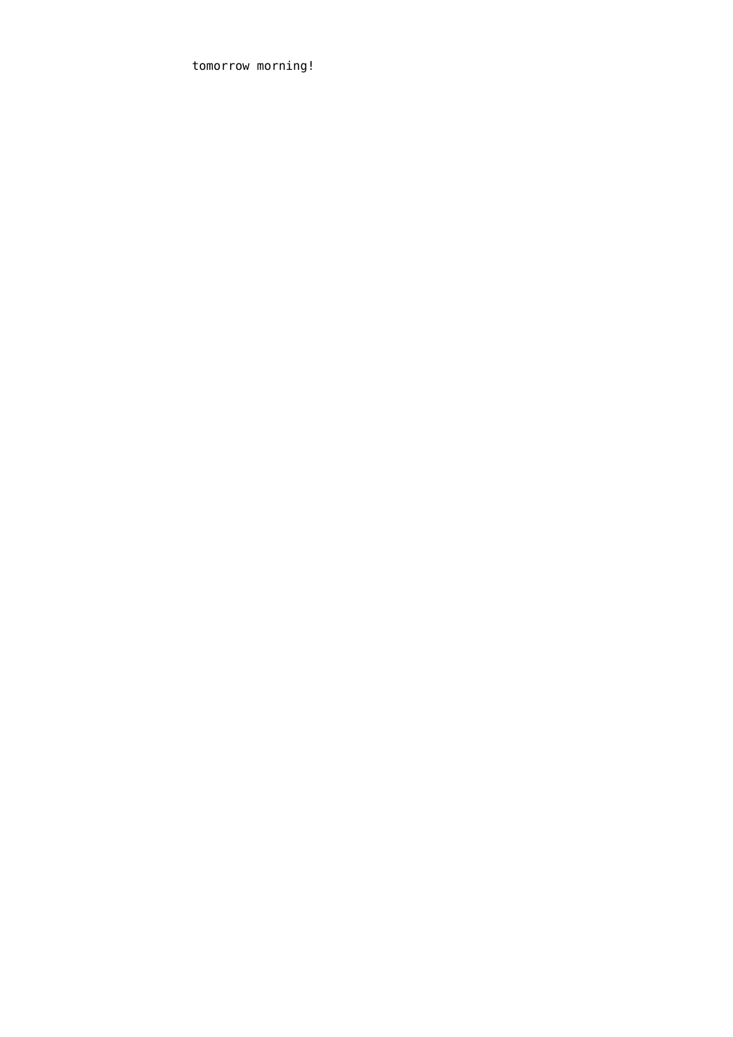tomorrow morning!